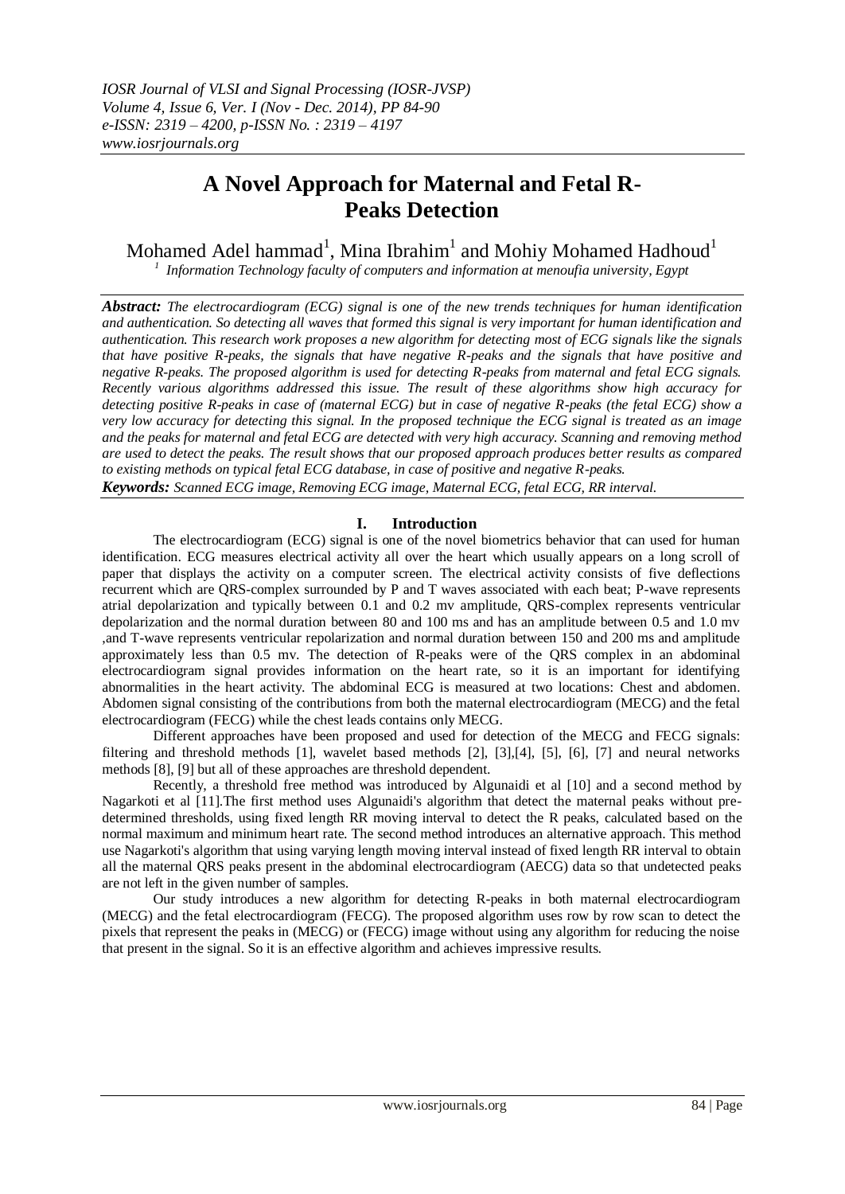# A Novel Approach for Maternal and Fetal R-Peaks Detection

Mohamed Adel hammad[1], Mina Ibrahim[1] and Mohiy Mohamed Hadhoud[1]

[1] *Information Technology faculty of computers and information at menoufia university, Egypt*

***Abstract:*** *The electrocardiogram (ECG) signal is one of the new trends techniques for human identification and authentication. So detecting all waves that formed this signal is very important for human identification and authentication. This research work proposes a new algorithm for detecting most of ECG signals like the signals that have positive R-peaks, the signals that have negative R-peaks and the signals that have positive and negative R-peaks. The proposed algorithm is used for detecting R-peaks from maternal and fetal ECG signals. Recently various algorithms addressed this issue. The result of these algorithms show high accuracy for detecting positive R-peaks in case of (maternal ECG) but in case of negative R-peaks (the fetal ECG) show a very low accuracy for detecting this signal. In the proposed technique the ECG signal is treated as an image and the peaks for maternal and fetal ECG are detected with very high accuracy. Scanning and removing method are used to detect the peaks. The result shows that our proposed approach produces better results as compared to existing methods on typical fetal ECG database, in case of positive and negative R-peaks.*

***Keywords:*** *Scanned ECG image, Removing ECG image, Maternal ECG, fetal ECG, RR interval.*

## I. Introduction

The electrocardiogram (ECG) signal is one of the novel biometrics behavior that can used for human identification. ECG measures electrical activity all over the heart which usually appears on a long scroll of paper that displays the activity on a computer screen. The electrical activity consists of five deflections recurrent which are QRS-complex surrounded by P and T waves associated with each beat; P-wave represents atrial depolarization and typically between 0.1 and 0.2 mv amplitude, QRS-complex represents ventricular depolarization and the normal duration between 80 and 100 ms and has an amplitude between 0.5 and 1.0 mv ,and T-wave represents ventricular repolarization and normal duration between 150 and 200 ms and amplitude approximately less than 0.5 mv. The detection of R-peaks were of the QRS complex in an abdominal electrocardiogram signal provides information on the heart rate, so it is an important for identifying abnormalities in the heart activity. The abdominal ECG is measured at two locations: Chest and abdomen. Abdomen signal consisting of the contributions from both the maternal electrocardiogram (MECG) and the fetal electrocardiogram (FECG) while the chest leads contains only MECG.

Different approaches have been proposed and used for detection of the MECG and FECG signals: filtering and threshold methods [1], wavelet based methods [2], [3],[4], [5], [6], [7] and neural networks methods [8], [9] but all of these approaches are threshold dependent.

Recently, a threshold free method was introduced by Algunaidi et al [10] and a second method by Nagarkoti et al [11].The first method uses Algunaidi's algorithm that detect the maternal peaks without pre-determined thresholds, using fixed length RR moving interval to detect the R peaks, calculated based on the normal maximum and minimum heart rate. The second method introduces an alternative approach. This method use Nagarkoti's algorithm that using varying length moving interval instead of fixed length RR interval to obtain all the maternal QRS peaks present in the abdominal electrocardiogram (AECG) data so that undetected peaks are not left in the given number of samples.

Our study introduces a new algorithm for detecting R-peaks in both maternal electrocardiogram (MECG) and the fetal electrocardiogram (FECG). The proposed algorithm uses row by row scan to detect the pixels that represent the peaks in (MECG) or (FECG) image without using any algorithm for reducing the noise that present in the signal. So it is an effective algorithm and achieves impressive results.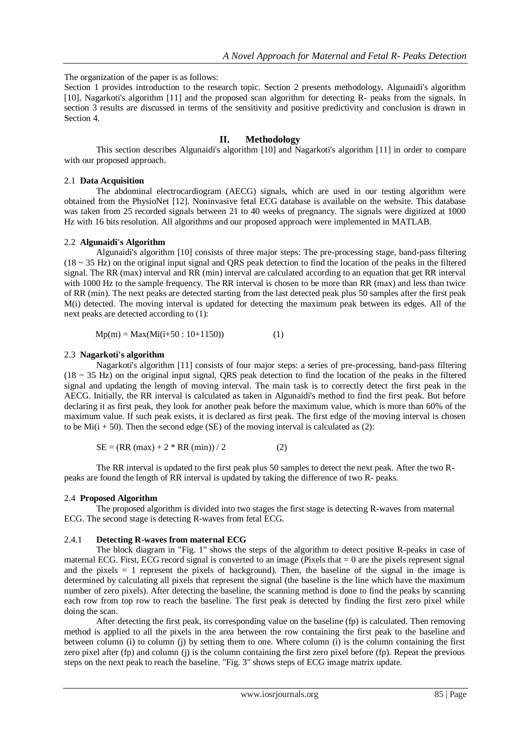The organization of the paper is as follows:

Section 1 provides introduction to the research topic. Section 2 presents methodology, Algunaidi's algorithm [10], Nagarkoti's algorithm [11] and the proposed scan algorithm for detecting R- peaks from the signals. In section 3 results are discussed in terms of the sensitivity and positive predictivity and conclusion is drawn in Section 4.

## II. Methodology

This section describes Algunaidi's algorithm [10] and Nagarkoti's algorithm [11] in order to compare with our proposed approach.

### 2.1 Data Acquisition

The abdominal electrocardiogram (AECG) signals, which are used in our testing algorithm were obtained from the PhysioNet [12]. Noninvasive fetal ECG database is available on the website. This database was taken from 25 recorded signals between 21 to 40 weeks of pregnancy. The signals were digitized at 1000 Hz with 16 bits resolution. All algorithms and our proposed approach were implemented in MATLAB.

### 2.2 Algunaidi's Algorithm

Algunaidi's algorithm [10] consists of three major steps: The pre-processing stage, band-pass filtering (18 ~ 35 Hz) on the original input signal and QRS peak detection to find the location of the peaks in the filtered signal. The RR (max) interval and RR (min) interval are calculated according to an equation that get RR interval with 1000 Hz to the sample frequency. The RR interval is chosen to be more than RR (max) and less than twice of RR (min). The next peaks are detected starting from the last detected peak plus 50 samples after the first peak M(i) detected. The moving interval is updated for detecting the maximum peak between its edges. All of the next peaks are detected according to (1):

$$Mp(m) = Max(Mi(i+50 : 10+1150)) \qquad (1)$$

### 2.3 Nagarkoti's algorithm

Nagarkoti's algorithm [11] consists of four major steps: a series of pre-processing, band-pass filtering (18 ~ 35 Hz) on the original input signal, QRS peak detection to find the location of the peaks in the filtered signal and updating the length of moving interval. The main task is to correctly detect the first peak in the AECG. Initially, the RR interval is calculated as taken in Algunaidi's method to find the first peak. But before declaring it as first peak, they look for another peak before the maximum value, which is more than 60% of the maximum value. If such peak exists, it is declared as first peak. The first edge of the moving interval is chosen to be Mi(i + 50). Then the second edge (SE) of the moving interval is calculated as (2):

$$SE = (RR\ (max) + 2 * RR\ (min)) / 2 \qquad (2)$$

The RR interval is updated to the first peak plus 50 samples to detect the next peak. After the two R-peaks are found the length of RR interval is updated by taking the difference of two R- peaks.

### 2.4 Proposed Algorithm

The proposed algorithm is divided into two stages the first stage is detecting R-waves from maternal ECG. The second stage is detecting R-waves from fetal ECG.

#### 2.4.1 Detecting R-waves from maternal ECG

The block diagram in "Fig. 1" shows the steps of the algorithm to detect positive R-peaks in case of maternal ECG. First, ECG record signal is converted to an image (Pixels that = 0 are the pixels represent signal and the pixels = 1 represent the pixels of background). Then, the baseline of the signal in the image is determined by calculating all pixels that represent the signal (the baseline is the line which have the maximum number of zero pixels). After detecting the baseline, the scanning method is done to find the peaks by scanning each row from top row to reach the baseline. The first peak is detected by finding the first zero pixel while doing the scan.

After detecting the first peak, its corresponding value on the baseline (fp) is calculated. Then removing method is applied to all the pixels in the area between the row containing the first peak to the baseline and between column (i) to column (j) by setting them to one. Where column (i) is the column containing the first zero pixel after (fp) and column (j) is the column containing the first zero pixel before (fp). Repeat the previous steps on the next peak to reach the baseline. "Fig. 3" shows steps of ECG image matrix update.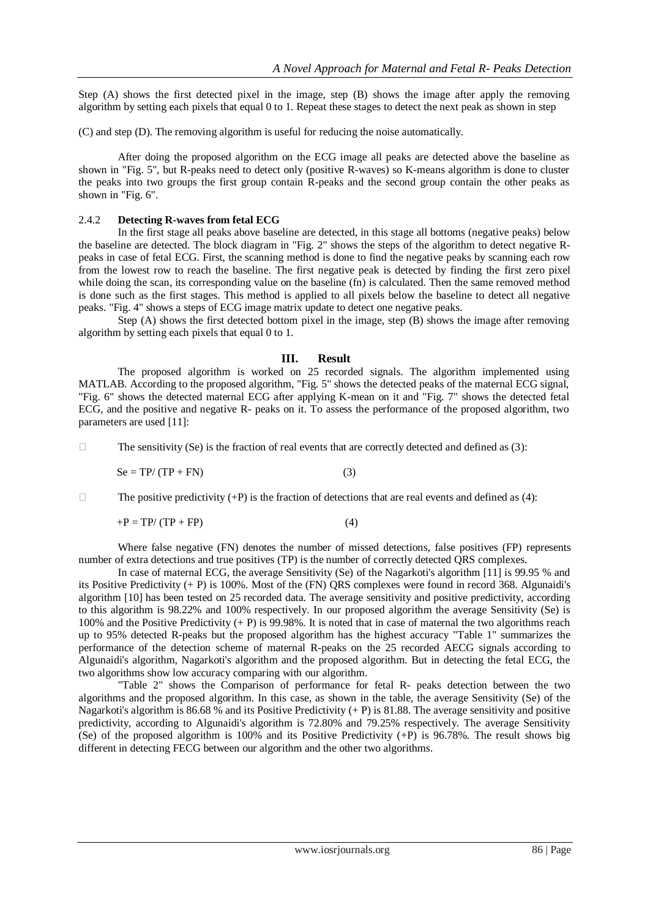Step (A) shows the first detected pixel in the image, step (B) shows the image after apply the removing algorithm by setting each pixels that equal 0 to 1. Repeat these stages to detect the next peak as shown in step

(C) and step (D). The removing algorithm is useful for reducing the noise automatically.

After doing the proposed algorithm on the ECG image all peaks are detected above the baseline as shown in "Fig. 5", but R-peaks need to detect only (positive R-waves) so K-means algorithm is done to cluster the peaks into two groups the first group contain R-peaks and the second group contain the other peaks as shown in "Fig. 6".

#### 2.4.2 **Detecting R-waves from fetal ECG**

In the first stage all peaks above baseline are detected, in this stage all bottoms (negative peaks) below the baseline are detected. The block diagram in "Fig. 2" shows the steps of the algorithm to detect negative R-peaks in case of fetal ECG. First, the scanning method is done to find the negative peaks by scanning each row from the lowest row to reach the baseline. The first negative peak is detected by finding the first zero pixel while doing the scan, its corresponding value on the baseline (fn) is calculated. Then the same removed method is done such as the first stages. This method is applied to all pixels below the baseline to detect all negative peaks. "Fig. 4" shows a steps of ECG image matrix update to detect one negative peaks.

Step (A) shows the first detected bottom pixel in the image, step (B) shows the image after removing algorithm by setting each pixels that equal 0 to 1.

## III. Result

The proposed algorithm is worked on 25 recorded signals. The algorithm implemented using MATLAB. According to the proposed algorithm, "Fig. 5" shows the detected peaks of the maternal ECG signal, "Fig. 6" shows the detected maternal ECG after applying K-mean on it and "Fig. 7" shows the detected fetal ECG, and the positive and negative R- peaks on it. To assess the performance of the proposed algorithm, two parameters are used [11]:

- The sensitivity (Se) is the fraction of real events that are correctly detected and defined as (3):

$$Se = TP/(TP + FN) \quad (3)$$

- The positive predictivity (+P) is the fraction of detections that are real events and defined as (4):

$$+P = TP/(TP + FP) \quad (4)$$

Where false negative (FN) denotes the number of missed detections, false positives (FP) represents number of extra detections and true positives (TP) is the number of correctly detected QRS complexes.

In case of maternal ECG, the average Sensitivity (Se) of the Nagarkoti's algorithm [11] is 99.95 % and its Positive Predictivity (+ P) is 100%. Most of the (FN) QRS complexes were found in record 368. Algunaidi's algorithm [10] has been tested on 25 recorded data. The average sensitivity and positive predictivity, according to this algorithm is 98.22% and 100% respectively. In our proposed algorithm the average Sensitivity (Se) is 100% and the Positive Predictivity (+ P) is 99.98%. It is noted that in case of maternal the two algorithms reach up to 95% detected R-peaks but the proposed algorithm has the highest accuracy "Table 1" summarizes the performance of the detection scheme of maternal R-peaks on the 25 recorded AECG signals according to Algunaidi's algorithm, Nagarkoti's algorithm and the proposed algorithm. But in detecting the fetal ECG, the two algorithms show low accuracy comparing with our algorithm.

"Table 2" shows the Comparison of performance for fetal R- peaks detection between the two algorithms and the proposed algorithm. In this case, as shown in the table, the average Sensitivity (Se) of the Nagarkoti's algorithm is 86.68 % and its Positive Predictivity (+ P) is 81.88. The average sensitivity and positive predictivity, according to Algunaidi's algorithm is 72.80% and 79.25% respectively. The average Sensitivity (Se) of the proposed algorithm is 100% and its Positive Predictivity (+P) is 96.78%. The result shows big different in detecting FECG between our algorithm and the other two algorithms.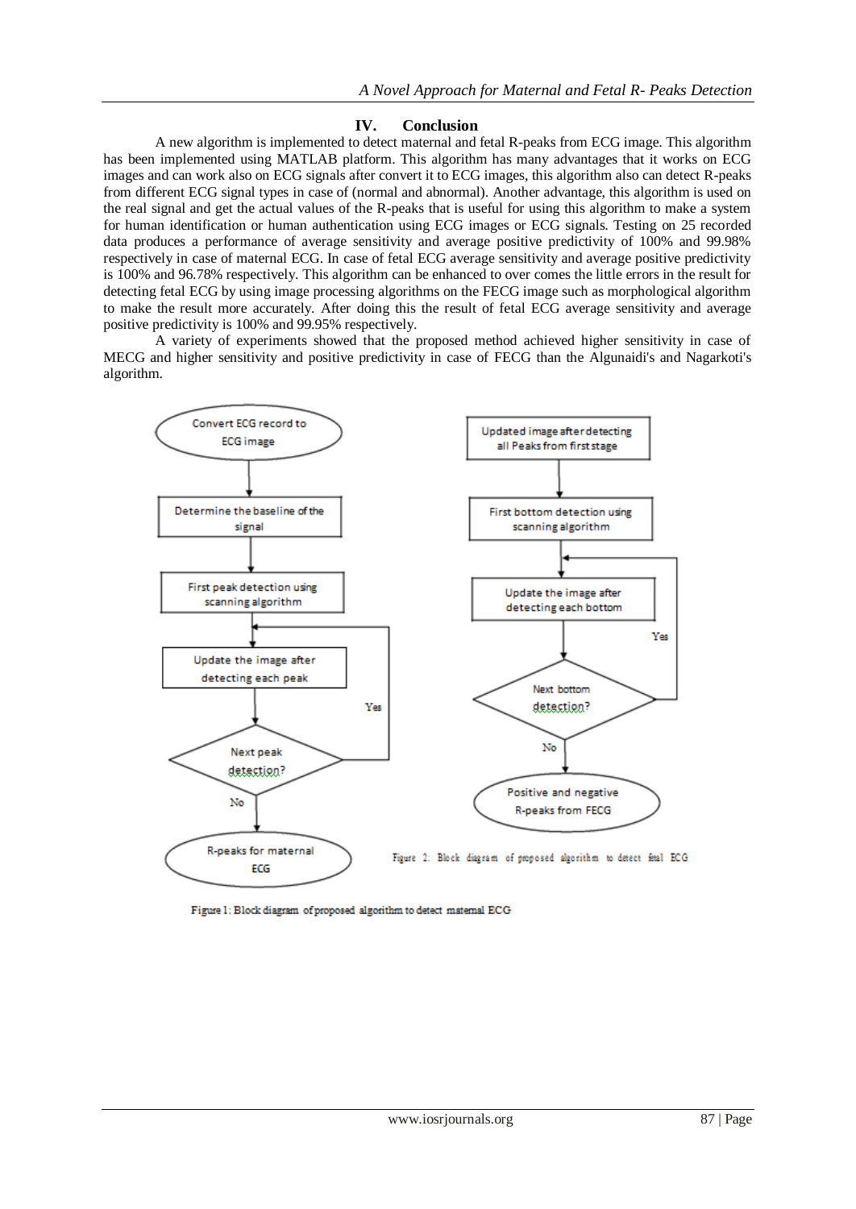## IV. Conclusion

A new algorithm is implemented to detect maternal and fetal R-peaks from ECG image. This algorithm has been implemented using MATLAB platform. This algorithm has many advantages that it works on ECG images and can work also on ECG signals after convert it to ECG images, this algorithm also can detect R-peaks from different ECG signal types in case of (normal and abnormal). Another advantage, this algorithm is used on the real signal and get the actual values of the R-peaks that is useful for using this algorithm to make a system for human identification or human authentication using ECG images or ECG signals. Testing on 25 recorded data produces a performance of average sensitivity and average positive predictivity of 100% and 99.98% respectively in case of maternal ECG. In case of fetal ECG average sensitivity and average positive predictivity is 100% and 96.78% respectively. This algorithm can be enhanced to over comes the little errors in the result for detecting fetal ECG by using image processing algorithms on the FECG image such as morphological algorithm to make the result more accurately. After doing this the result of fetal ECG average sensitivity and average positive predictivity is 100% and 99.95% respectively.

A variety of experiments showed that the proposed method achieved higher sensitivity in case of MECG and higher sensitivity and positive predictivity in case of FECG than the Algunaidi's and Nagarkoti's algorithm.

Convert ECG record to ECG image → Determine the baseline of the signal → First peak detection using scanning algorithm → Update the image after detecting each peak → Next peak detection? (Yes: Update the image after detecting each peak; No: R-peaks for maternal ECG)

Figure 1: Block diagram of proposed algorithm to detect maternal ECG

Updated image after detecting all Peaks from first stage → First bottom detection using scanning algorithm → Update the image after detecting each bottom → Next bottom detection? (Yes: Update the image after detecting each bottom; No: Positive and negative R-peaks from FECG)

Figure 2: Block diagram of proposed algorithm to detect fetal ECG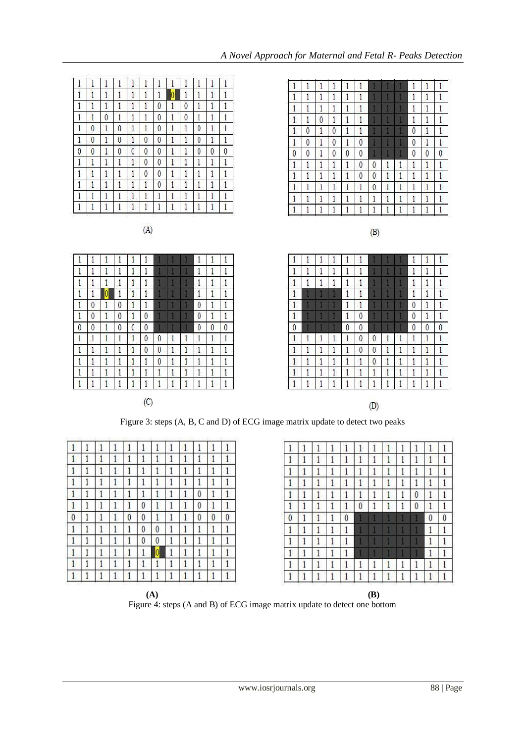**(A)**

| | | | | | | | | | | | |
|---|---|---|---|---|---|---|---|---|---|---|---|
| 1 | 1 | 1 | 1 | 1 | 1 | 1 | 1 | 1 | 1 | 1 | 1 |
| 1 | 1 | 1 | 1 | 1 | 1 | 1 | 0 | 1 | 1 | 1 | 1 |
| 1 | 1 | 1 | 1 | 1 | 1 | 0 | 1 | 0 | 1 | 1 | 1 |
| 1 | 1 | 0 | 1 | 1 | 1 | 0 | 1 | 0 | 1 | 1 | 1 |
| 1 | 0 | 1 | 0 | 1 | 1 | 0 | 1 | 1 | 0 | 1 | 1 |
| 1 | 0 | 1 | 0 | 1 | 0 | 0 | 1 | 1 | 0 | 1 | 1 |
| 0 | 0 | 1 | 0 | 0 | 0 | 0 | 1 | 1 | 0 | 0 | 0 |
| 1 | 1 | 1 | 1 | 1 | 0 | 0 | 1 | 1 | 1 | 1 | 1 |
| 1 | 1 | 1 | 1 | 1 | 0 | 0 | 1 | 1 | 1 | 1 | 1 |
| 1 | 1 | 1 | 1 | 1 | 1 | 0 | 1 | 1 | 1 | 1 | 1 |
| 1 | 1 | 1 | 1 | 1 | 1 | 1 | 1 | 1 | 1 | 1 | 1 |
| 1 | 1 | 1 | 1 | 1 | 1 | 1 | 1 | 1 | 1 | 1 | 1 |

**(B)**

| | | | | | | | | | | | |
|---|---|---|---|---|---|---|---|---|---|---|---|
| 1 | 1 | 1 | 1 | 1 | 1 | 1 | 1 | 1 | 1 | 1 | 1 |
| 1 | 1 | 1 | 1 | 1 | 1 | 1 | 1 | 1 | 1 | 1 | 1 |
| 1 | 1 | 1 | 1 | 1 | 1 | 1 | 1 | 1 | 1 | 1 | 1 |
| 1 | 1 | 0 | 1 | 1 | 1 | 1 | 1 | 1 | 1 | 1 | 1 |
| 1 | 0 | 1 | 0 | 1 | 1 | 1 | 1 | 1 | 0 | 1 | 1 |
| 1 | 0 | 1 | 0 | 1 | 0 | 1 | 1 | 1 | 0 | 1 | 1 |
| 0 | 0 | 1 | 0 | 0 | 0 | 1 | 1 | 1 | 0 | 0 | 0 |
| 1 | 1 | 1 | 1 | 1 | 0 | 0 | 1 | 1 | 1 | 1 | 1 |
| 1 | 1 | 1 | 1 | 1 | 0 | 0 | 1 | 1 | 1 | 1 | 1 |
| 1 | 1 | 1 | 1 | 1 | 1 | 0 | 1 | 1 | 1 | 1 | 1 |
| 1 | 1 | 1 | 1 | 1 | 1 | 1 | 1 | 1 | 1 | 1 | 1 |
| 1 | 1 | 1 | 1 | 1 | 1 | 1 | 1 | 1 | 1 | 1 | 1 |

**(C)**

| | | | | | | | | | | | |
|---|---|---|---|---|---|---|---|---|---|---|---|
| 1 | 1 | 1 | 1 | 1 | 1 | 1 | 1 | 1 | 1 | 1 | 1 |
| 1 | 1 | 1 | 1 | 1 | 1 | 1 | 1 | 1 | 1 | 1 | 1 |
| 1 | 1 | 1 | 1 | 1 | 1 | 1 | 1 | 1 | 1 | 1 | 1 |
| 1 | 1 | 0 | 1 | 1 | 1 | 1 | 1 | 1 | 1 | 1 | 1 |
| 1 | 0 | 1 | 0 | 1 | 1 | 1 | 1 | 1 | 0 | 1 | 1 |
| 1 | 0 | 1 | 0 | 1 | 0 | 1 | 1 | 1 | 0 | 1 | 1 |
| 0 | 0 | 1 | 0 | 0 | 0 | 1 | 1 | 1 | 0 | 0 | 0 |
| 1 | 1 | 1 | 1 | 1 | 0 | 0 | 1 | 1 | 1 | 1 | 1 |
| 1 | 1 | 1 | 1 | 1 | 0 | 0 | 1 | 1 | 1 | 1 | 1 |
| 1 | 1 | 1 | 1 | 1 | 1 | 0 | 1 | 1 | 1 | 1 | 1 |
| 1 | 1 | 1 | 1 | 1 | 1 | 1 | 1 | 1 | 1 | 1 | 1 |
| 1 | 1 | 1 | 1 | 1 | 1 | 1 | 1 | 1 | 1 | 1 | 1 |

**(D)**

| | | | | | | | | | | | |
|---|---|---|---|---|---|---|---|---|---|---|---|
| 1 | 1 | 1 | 1 | 1 | 1 | 1 | 1 | 1 | 1 | 1 | 1 |
| 1 | 1 | 1 | 1 | 1 | 1 | 1 | 1 | 1 | 1 | 1 | 1 |
| 1 | 1 | 1 | 1 | 1 | 1 | 1 | 1 | 1 | 1 | 1 | 1 |
| 1 | 1 | 1 | 1 | 1 | 1 | 1 | 1 | 1 | 1 | 1 | 1 |
| 1 | 1 | 1 | 1 | 1 | 1 | 1 | 1 | 1 | 0 | 1 | 1 |
| 1 | 1 | 1 | 1 | 1 | 0 | 1 | 1 | 1 | 0 | 1 | 1 |
| 0 | 1 | 1 | 1 | 0 | 0 | 1 | 1 | 1 | 0 | 0 | 0 |
| 1 | 1 | 1 | 1 | 1 | 0 | 0 | 1 | 1 | 1 | 1 | 1 |
| 1 | 1 | 1 | 1 | 1 | 0 | 0 | 1 | 1 | 1 | 1 | 1 |
| 1 | 1 | 1 | 1 | 1 | 1 | 0 | 1 | 1 | 1 | 1 | 1 |
| 1 | 1 | 1 | 1 | 1 | 1 | 1 | 1 | 1 | 1 | 1 | 1 |
| 1 | 1 | 1 | 1 | 1 | 1 | 1 | 1 | 1 | 1 | 1 | 1 |

Figure 3: steps (A, B, C and D) of ECG image matrix update to detect two peaks

**(A)**

| | | | | | | | | | | | |
|---|---|---|---|---|---|---|---|---|---|---|---|
| 1 | 1 | 1 | 1 | 1 | 1 | 1 | 1 | 1 | 1 | 1 | 1 |
| 1 | 1 | 1 | 1 | 1 | 1 | 1 | 1 | 1 | 1 | 1 | 1 |
| 1 | 1 | 1 | 1 | 1 | 1 | 1 | 1 | 1 | 1 | 1 | 1 |
| 1 | 1 | 1 | 1 | 1 | 1 | 1 | 1 | 1 | 1 | 1 | 1 |
| 1 | 1 | 1 | 1 | 1 | 1 | 1 | 1 | 1 | 0 | 1 | 1 |
| 1 | 1 | 1 | 1 | 1 | 0 | 1 | 1 | 1 | 0 | 1 | 1 |
| 0 | 1 | 1 | 1 | 0 | 0 | 1 | 1 | 1 | 0 | 0 | 0 |
| 1 | 1 | 1 | 1 | 1 | 0 | 0 | 1 | 1 | 1 | 1 | 1 |
| 1 | 1 | 1 | 1 | 1 | 0 | 0 | 1 | 1 | 1 | 1 | 1 |
| 1 | 1 | 1 | 1 | 1 | 1 | 0 | 1 | 1 | 1 | 1 | 1 |
| 1 | 1 | 1 | 1 | 1 | 1 | 1 | 1 | 1 | 1 | 1 | 1 |
| 1 | 1 | 1 | 1 | 1 | 1 | 1 | 1 | 1 | 1 | 1 | 1 |

**(B)**

| | | | | | | | | | | | |
|---|---|---|---|---|---|---|---|---|---|---|---|
| 1 | 1 | 1 | 1 | 1 | 1 | 1 | 1 | 1 | 1 | 1 | 1 |
| 1 | 1 | 1 | 1 | 1 | 1 | 1 | 1 | 1 | 1 | 1 | 1 |
| 1 | 1 | 1 | 1 | 1 | 1 | 1 | 1 | 1 | 1 | 1 | 1 |
| 1 | 1 | 1 | 1 | 1 | 1 | 1 | 1 | 1 | 1 | 1 | 1 |
| 1 | 1 | 1 | 1 | 1 | 1 | 1 | 1 | 1 | 0 | 1 | 1 |
| 1 | 1 | 1 | 1 | 1 | 0 | 1 | 1 | 1 | 0 | 1 | 1 |
| 0 | 1 | 1 | 1 | 0 | 1 | 1 | 1 | 1 | 1 | 0 | 0 |
| 1 | 1 | 1 | 1 | 1 | 1 | 1 | 1 | 1 | 1 | 1 | 1 |
| 1 | 1 | 1 | 1 | 1 | 1 | 1 | 1 | 1 | 1 | 1 | 1 |
| 1 | 1 | 1 | 1 | 1 | 1 | 1 | 1 | 1 | 1 | 1 | 1 |
| 1 | 1 | 1 | 1 | 1 | 1 | 1 | 1 | 1 | 1 | 1 | 1 |
| 1 | 1 | 1 | 1 | 1 | 1 | 1 | 1 | 1 | 1 | 1 | 1 |

Figure 4: steps (A and B) of ECG image matrix update to detect one bottom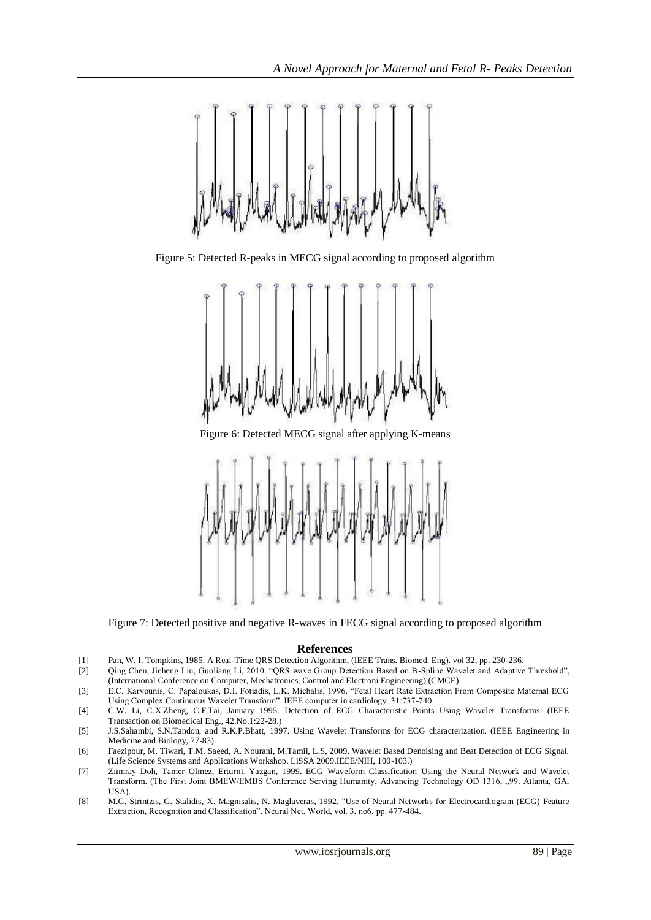Figure 5: Detected R-peaks in MECG signal according to proposed algorithm

Figure 6: Detected MECG signal after applying K-means

Figure 7: Detected positive and negative R-waves in FECG signal according to proposed algorithm

## References

[1] Pan, W. I. Tompkins, 1985. A Real-Time QRS Detection Algorithm, (IEEE Trans. Biomed. Eng). vol 32, pp. 230-236.

[2] Qing Chen, Jicheng Liu, Guoliang Li, 2010. "QRS wave Group Detection Based on B-Spline Wavelet and Adaptive Threshold", (International Conference on Computer, Mechatronics, Control and Electroni Engineering) (CMCE).

[3] E.C. Karvounis, C. Papaloukas, D.I. Fotiadis, L.K. Michalis, 1996. "Fetal Heart Rate Extraction From Composite Maternal ECG Using Complex Continuous Wavelet Transform". IEEE computer in cardiology. 31:737-740.

[4] C.W. Li, C.X.Zheng, C.F.Tai, January 1995. Detection of ECG Characteristic Points Using Wavelet Transforms. (IEEE Transaction on Biomedical Eng., 42.No.1:22-28.)

[5] J.S.Sahambi, S.N.Tandon, and R.K.P.Bhatt, 1997. Using Wavelet Transforms for ECG characterization. (IEEE Engineering in Medicine and Biology, 77-83).

[6] Faezipour, M. Tiwari, T.M. Saeed, A. Nourani, M.Tamil, L.S, 2009. Wavelet Based Denoising and Beat Detection of ECG Signal. (Life Science Systems and Applications Workshop. LiSSA 2009.IEEE/NIH, 100-103.)

[7] Ziimray Doh, Tamer Olmez, Erturn1 Yazgan, 1999. ECG Waveform Classification Using the Neural Network and Wavelet Transform. (The First Joint BMEW/EMBS Conference Serving Humanity, Advancing Technology OD 1316, „99. Atlanta, GA, USA).

[8] M.G. Strintzis, G. Stalidis, X. Magnisalis, N. Maglaveras, 1992. "Use of Neural Networks for Electrocardiogram (ECG) Feature Extraction, Recognition and Classification". Neural Net. World, vol. 3, no6, pp. 477-484.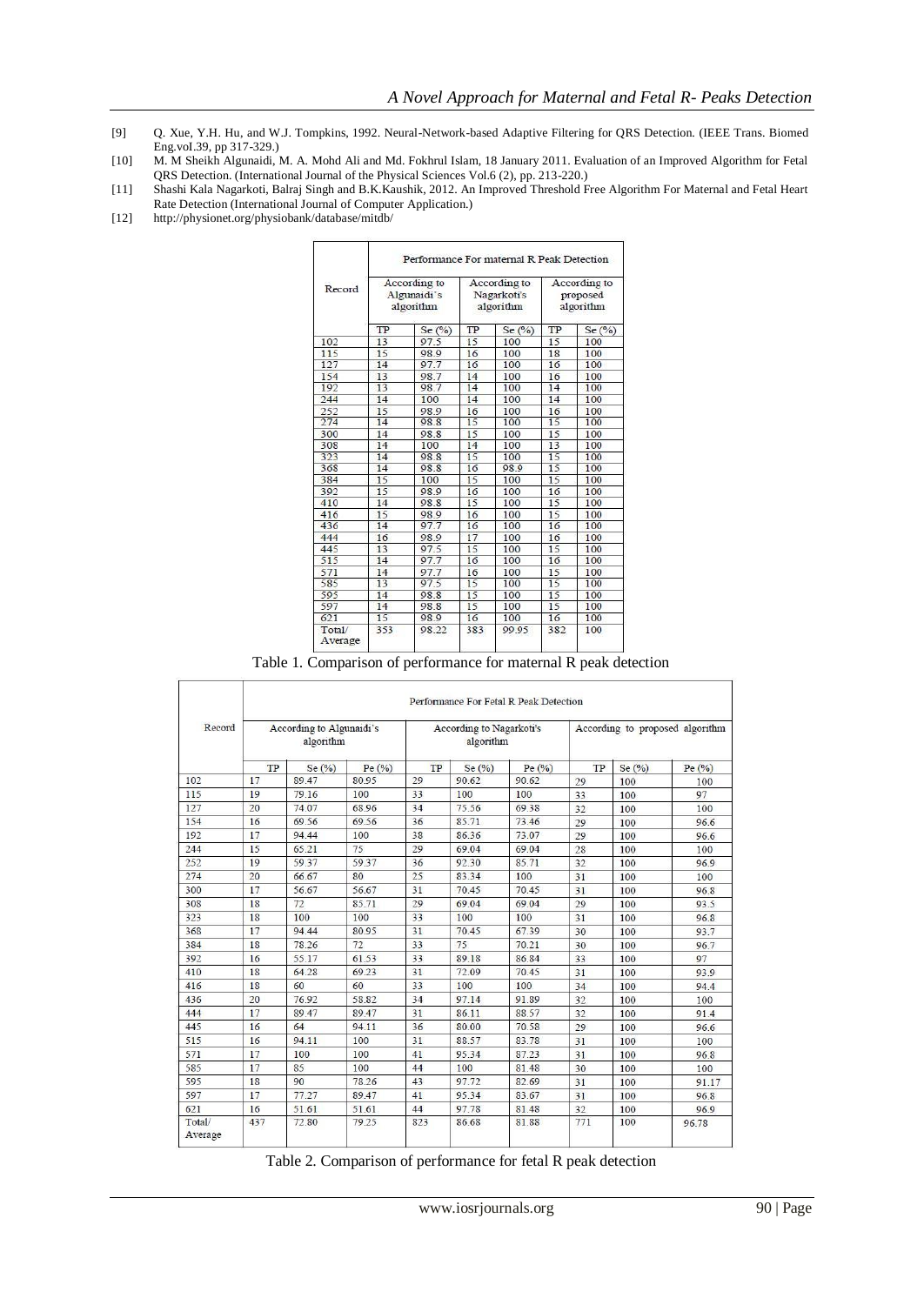[9] Q. Xue, Y.H. Hu, and W.J. Tompkins, 1992. Neural-Network-based Adaptive Filtering for QRS Detection. (IEEE Trans. Biomed Eng.vol.39, pp 317-329.)

[10] M. M Sheikh Algunaidi, M. A. Mohd Ali and Md. Fokhrul Islam, 18 January 2011. Evaluation of an Improved Algorithm for Fetal QRS Detection. (International Journal of the Physical Sciences Vol.6 (2), pp. 213-220.)

[11] Shashi Kala Nagarkoti, Balraj Singh and B.K.Kaushik, 2012. An Improved Threshold Free Algorithm For Maternal and Fetal Heart Rate Detection (International Journal of Computer Application.)

[12] http://physionet.org/physiobank/database/mitdb/

| Record | Performance For maternal R Peak Detection | | | | | |
|---|---|---|---|---|---|---|
| | According to Algunaidi's algorithm | | According to Nagarkoti's algorithm | | According to proposed algorithm | |
| | TP | Se (%) | TP | Se (%) | TP | Se (%) |
| 102 | 13 | 97.5 | 15 | 100 | 15 | 100 |
| 115 | 15 | 98.9 | 16 | 100 | 18 | 100 |
| 127 | 14 | 97.7 | 16 | 100 | 16 | 100 |
| 154 | 13 | 98.7 | 14 | 100 | 16 | 100 |
| 192 | 13 | 98.7 | 14 | 100 | 14 | 100 |
| 244 | 14 | 100 | 14 | 100 | 14 | 100 |
| 252 | 15 | 98.9 | 16 | 100 | 16 | 100 |
| 274 | 14 | 98.8 | 15 | 100 | 15 | 100 |
| 300 | 14 | 98.8 | 15 | 100 | 15 | 100 |
| 308 | 14 | 100 | 14 | 100 | 13 | 100 |
| 323 | 14 | 98.8 | 15 | 100 | 15 | 100 |
| 368 | 14 | 98.8 | 16 | 98.9 | 15 | 100 |
| 384 | 15 | 100 | 15 | 100 | 15 | 100 |
| 392 | 15 | 98.9 | 16 | 100 | 16 | 100 |
| 410 | 14 | 98.8 | 15 | 100 | 15 | 100 |
| 416 | 15 | 98.9 | 16 | 100 | 15 | 100 |
| 436 | 14 | 97.7 | 16 | 100 | 16 | 100 |
| 444 | 16 | 98.9 | 17 | 100 | 16 | 100 |
| 445 | 13 | 97.5 | 15 | 100 | 15 | 100 |
| 515 | 14 | 97.7 | 16 | 100 | 16 | 100 |
| 571 | 14 | 97.7 | 16 | 100 | 15 | 100 |
| 585 | 13 | 97.5 | 15 | 100 | 15 | 100 |
| 595 | 14 | 98.8 | 15 | 100 | 15 | 100 |
| 597 | 14 | 98.8 | 15 | 100 | 15 | 100 |
| 621 | 15 | 98.9 | 16 | 100 | 16 | 100 |
| Total/ Average | 353 | 98.22 | 383 | 99.95 | 382 | 100 |

Table 1. Comparison of performance for maternal R peak detection

| Record | Performance For Fetal R Peak Detection | | | | | | | | |
|---|---|---|---|---|---|---|---|---|---|
| | According to Algunaidi's algorithm | | | According to Nagarkoti's algorithm | | | According to proposed algorithm | | |
| | TP | Se (%) | Pe (%) | TP | Se (%) | Pe (%) | TP | Se (%) | Pe (%) |
| 102 | 17 | 89.47 | 80.95 | 29 | 90.62 | 90.62 | 29 | 100 | 100 |
| 115 | 19 | 79.16 | 100 | 33 | 100 | 100 | 33 | 100 | 97 |
| 127 | 20 | 74.07 | 68.96 | 34 | 75.56 | 69.38 | 32 | 100 | 100 |
| 154 | 16 | 69.56 | 69.56 | 36 | 85.71 | 73.46 | 29 | 100 | 96.6 |
| 192 | 17 | 94.44 | 100 | 38 | 86.36 | 73.07 | 29 | 100 | 96.6 |
| 244 | 15 | 65.21 | 75 | 29 | 69.04 | 69.04 | 28 | 100 | 100 |
| 252 | 19 | 59.37 | 59.37 | 36 | 92.30 | 85.71 | 32 | 100 | 96.9 |
| 274 | 20 | 66.67 | 80 | 25 | 83.34 | 100 | 31 | 100 | 100 |
| 300 | 17 | 56.67 | 56.67 | 31 | 70.45 | 70.45 | 31 | 100 | 96.8 |
| 308 | 18 | 72 | 85.71 | 29 | 69.04 | 69.04 | 29 | 100 | 93.5 |
| 323 | 18 | 100 | 100 | 33 | 100 | 100 | 31 | 100 | 96.8 |
| 368 | 17 | 94.44 | 80.95 | 31 | 70.45 | 67.39 | 30 | 100 | 93.7 |
| 384 | 18 | 78.26 | 72 | 33 | 75 | 70.21 | 30 | 100 | 96.7 |
| 392 | 16 | 55.17 | 61.53 | 33 | 89.18 | 86.84 | 33 | 100 | 97 |
| 410 | 18 | 64.28 | 69.23 | 31 | 72.09 | 70.45 | 31 | 100 | 93.9 |
| 416 | 18 | 60 | 60 | 33 | 100 | 100 | 34 | 100 | 94.4 |
| 436 | 20 | 76.92 | 58.82 | 34 | 97.14 | 91.89 | 32 | 100 | 100 |
| 444 | 17 | 89.47 | 89.47 | 31 | 86.11 | 88.57 | 32 | 100 | 91.4 |
| 445 | 16 | 64 | 94.11 | 36 | 80.00 | 70.58 | 29 | 100 | 96.6 |
| 515 | 16 | 94.11 | 100 | 31 | 88.57 | 83.78 | 31 | 100 | 100 |
| 571 | 17 | 100 | 100 | 41 | 95.34 | 87.23 | 31 | 100 | 96.8 |
| 585 | 17 | 85 | 100 | 44 | 100 | 81.48 | 30 | 100 | 100 |
| 595 | 18 | 90 | 78.26 | 43 | 97.72 | 82.69 | 31 | 100 | 91.17 |
| 597 | 17 | 77.27 | 89.47 | 41 | 95.34 | 83.67 | 31 | 100 | 96.8 |
| 621 | 16 | 51.61 | 51.61 | 44 | 97.78 | 81.48 | 32 | 100 | 96.9 |
| Total/ Average | 437 | 72.80 | 79.25 | 823 | 86.68 | 81.88 | 771 | 100 | 96.78 |

Table 2. Comparison of performance for fetal R peak detection